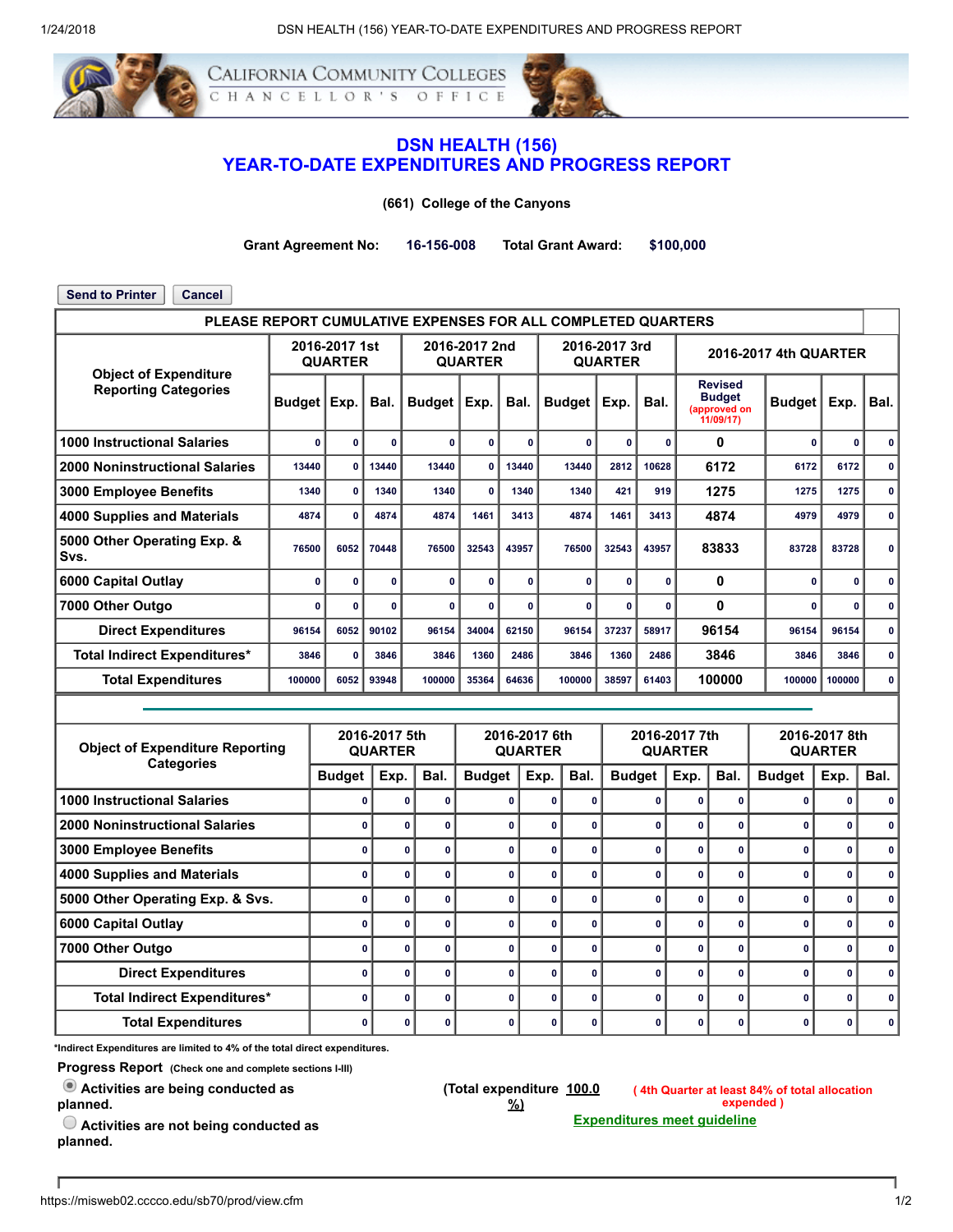# DSN HEALTH (156)
# YEAR-TO-DATE EXPENDITURES AND PROGRESS REPORT

**(661) College of the Canyons**

**Grant Agreement No:** 16-156-008 **Total Grant Award:** $100,000

Send to Printer | Cancel

**PLEASE REPORT CUMULATIVE EXPENSES FOR ALL COMPLETED QUARTERS**

| Object of Expenditure Reporting Categories | 2016-2017 1st QUARTER | | | 2016-2017 2nd QUARTER | | | 2016-2017 3rd QUARTER | | | 2016-2017 4th QUARTER | | | |
|---|---|---|---|---|---|---|---|---|---|---|---|---|---|
| | Budget | Exp. | Bal. | Budget | Exp. | Bal. | Budget | Exp. | Bal. | Revised Budget (approved on 11/09/17) | Budget | Exp. | Bal. |
| 1000 Instructional Salaries | 0 | 0 | 0 | 0 | 0 | 0 | 0 | 0 | 0 | 0 | 0 | 0 | 0 |
| 2000 Noninstructional Salaries | 13440 | 0 | 13440 | 13440 | 0 | 13440 | 13440 | 2812 | 10628 | 6172 | 6172 | 6172 | 0 |
| 3000 Employee Benefits | 1340 | 0 | 1340 | 1340 | 0 | 1340 | 1340 | 421 | 919 | 1275 | 1275 | 1275 | 0 |
| 4000 Supplies and Materials | 4874 | 0 | 4874 | 4874 | 1461 | 3413 | 4874 | 1461 | 3413 | 4874 | 4979 | 4979 | 0 |
| 5000 Other Operating Exp. & Svs. | 76500 | 6052 | 70448 | 76500 | 32543 | 43957 | 76500 | 32543 | 43957 | 83833 | 83728 | 83728 | 0 |
| 6000 Capital Outlay | 0 | 0 | 0 | 0 | 0 | 0 | 0 | 0 | 0 | 0 | 0 | 0 | 0 |
| 7000 Other Outgo | 0 | 0 | 0 | 0 | 0 | 0 | 0 | 0 | 0 | 0 | 0 | 0 | 0 |
| Direct Expenditures | 96154 | 6052 | 90102 | 96154 | 34004 | 62150 | 96154 | 37237 | 58917 | 96154 | 96154 | 96154 | 0 |
| Total Indirect Expenditures* | 3846 | 0 | 3846 | 3846 | 1360 | 2486 | 3846 | 1360 | 2486 | 3846 | 3846 | 3846 | 0 |
| Total Expenditures | 100000 | 6052 | 93948 | 100000 | 35364 | 64636 | 100000 | 38597 | 61403 | 100000 | 100000 | 100000 | 0 |

| Object of Expenditure Reporting Categories | 2016-2017 5th QUARTER | | | 2016-2017 6th QUARTER | | | 2016-2017 7th QUARTER | | | 2016-2017 8th QUARTER | | |
|---|---|---|---|---|---|---|---|---|---|---|---|---|
| | Budget | Exp. | Bal. | Budget | Exp. | Bal. | Budget | Exp. | Bal. | Budget | Exp. | Bal. |
| 1000 Instructional Salaries | 0 | 0 | 0 | 0 | 0 | 0 | 0 | 0 | 0 | 0 | 0 | 0 |
| 2000 Noninstructional Salaries | 0 | 0 | 0 | 0 | 0 | 0 | 0 | 0 | 0 | 0 | 0 | 0 |
| 3000 Employee Benefits | 0 | 0 | 0 | 0 | 0 | 0 | 0 | 0 | 0 | 0 | 0 | 0 |
| 4000 Supplies and Materials | 0 | 0 | 0 | 0 | 0 | 0 | 0 | 0 | 0 | 0 | 0 | 0 |
| 5000 Other Operating Exp. & Svs. | 0 | 0 | 0 | 0 | 0 | 0 | 0 | 0 | 0 | 0 | 0 | 0 |
| 6000 Capital Outlay | 0 | 0 | 0 | 0 | 0 | 0 | 0 | 0 | 0 | 0 | 0 | 0 |
| 7000 Other Outgo | 0 | 0 | 0 | 0 | 0 | 0 | 0 | 0 | 0 | 0 | 0 | 0 |
| Direct Expenditures | 0 | 0 | 0 | 0 | 0 | 0 | 0 | 0 | 0 | 0 | 0 | 0 |
| Total Indirect Expenditures* | 0 | 0 | 0 | 0 | 0 | 0 | 0 | 0 | 0 | 0 | 0 | 0 |
| Total Expenditures | 0 | 0 | 0 | 0 | 0 | 0 | 0 | 0 | 0 | 0 | 0 | 0 |

*Indirect Expenditures are limited to 4% of the total direct expenditures.

**Progress Report** (Check one and complete sections I-III)

- (●) Activities are being conducted as planned.
- ( ) Activities are not being conducted as planned.

(Total expenditure 100.0 %)

( 4th Quarter at least 84% of total allocation expended )

Expenditures meet guideline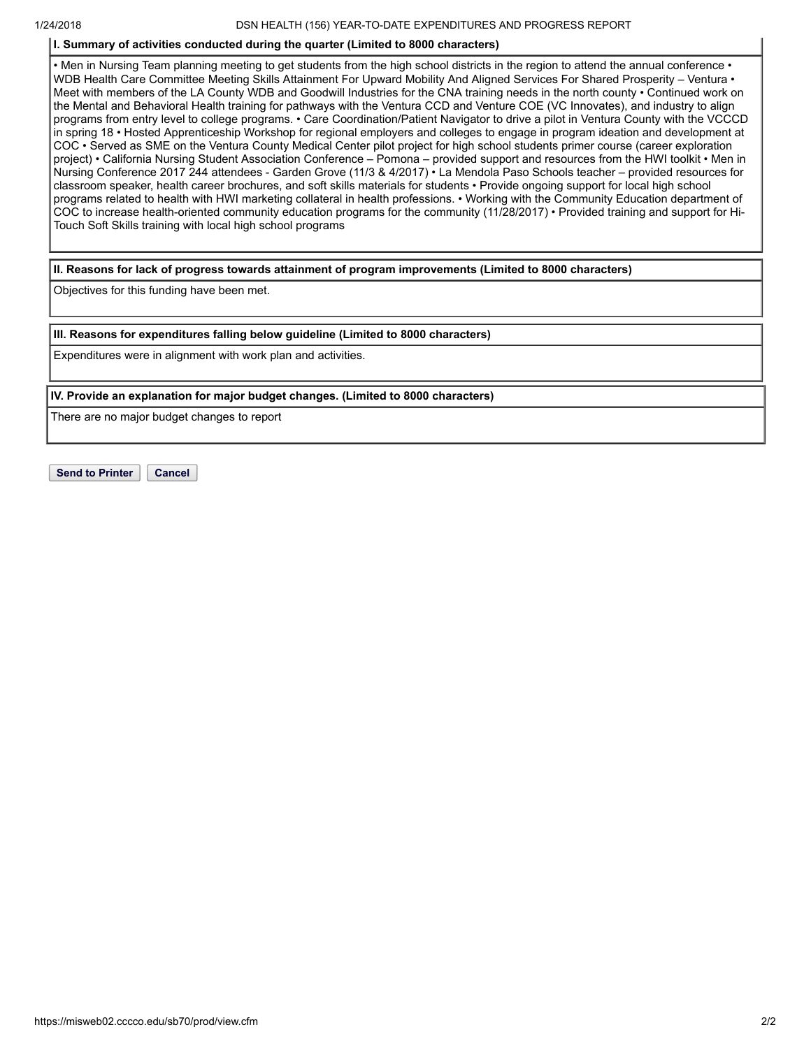**I. Summary of activities conducted during the quarter (Limited to 8000 characters)**

• Men in Nursing Team planning meeting to get students from the high school districts in the region to attend the annual conference • WDB Health Care Committee Meeting Skills Attainment For Upward Mobility And Aligned Services For Shared Prosperity – Ventura • Meet with members of the LA County WDB and Goodwill Industries for the CNA training needs in the north county • Continued work on the Mental and Behavioral Health training for pathways with the Ventura CCD and Venture COE (VC Innovates), and industry to align programs from entry level to college programs. • Care Coordination/Patient Navigator to drive a pilot in Ventura County with the VCCCD in spring 18 • Hosted Apprenticeship Workshop for regional employers and colleges to engage in program ideation and development at COC • Served as SME on the Ventura County Medical Center pilot project for high school students primer course (career exploration project) • California Nursing Student Association Conference – Pomona – provided support and resources from the HWI toolkit • Men in Nursing Conference 2017 244 attendees - Garden Grove (11/3 & 4/2017) • La Mendola Paso Schools teacher – provided resources for classroom speaker, health career brochures, and soft skills materials for students • Provide ongoing support for local high school programs related to health with HWI marketing collateral in health professions. • Working with the Community Education department of COC to increase health-oriented community education programs for the community (11/28/2017) • Provided training and support for Hi-Touch Soft Skills training with local high school programs

**II. Reasons for lack of progress towards attainment of program improvements (Limited to 8000 characters)**

Objectives for this funding have been met.

**III. Reasons for expenditures falling below guideline (Limited to 8000 characters)**

Expenditures were in alignment with work plan and activities.

**IV. Provide an explanation for major budget changes. (Limited to 8000 characters)**

There are no major budget changes to report

Send to Printer | Cancel